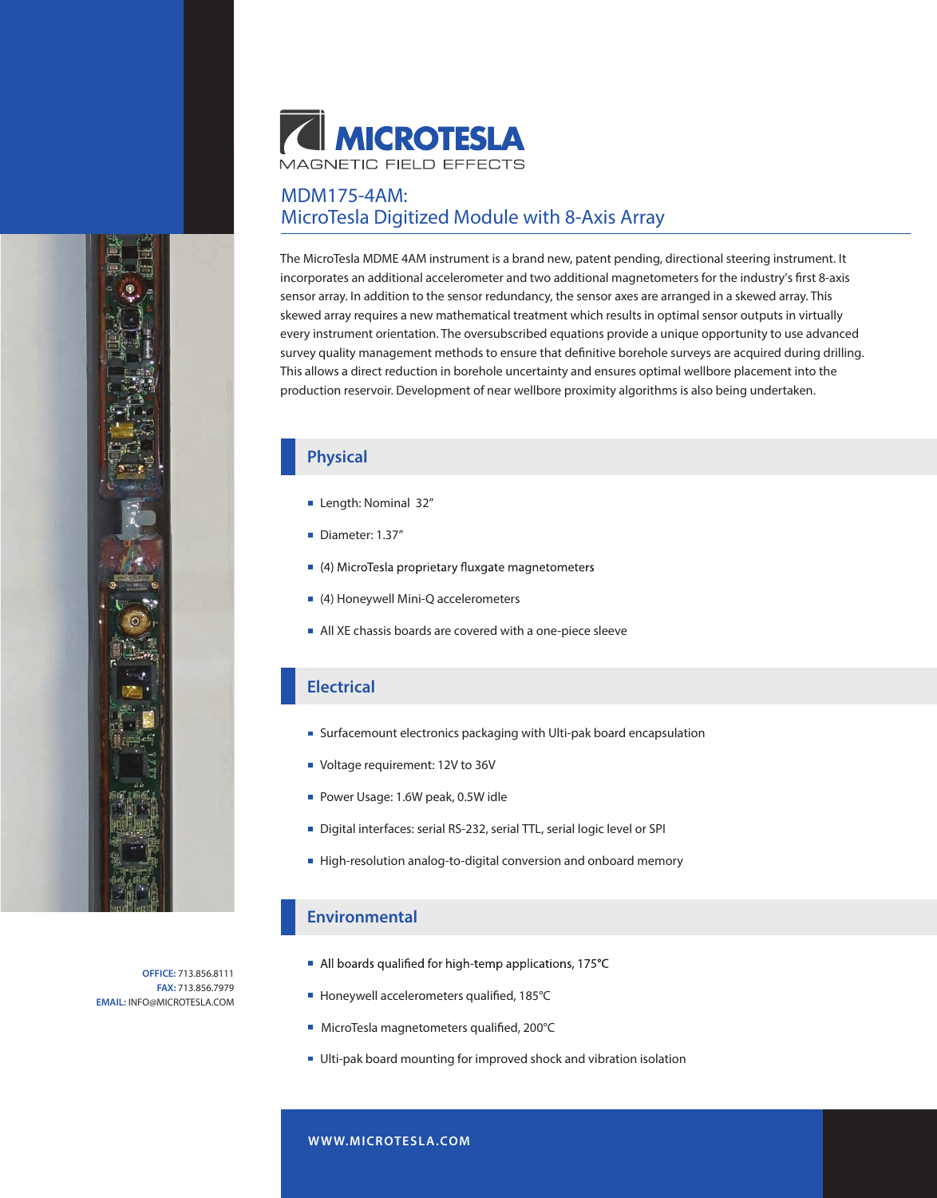# MICROTESLA

MAGNETIC FIELD EFFECTS

## MDM175-4AM: MicroTesla Digitized Module with 8-Axis Array

The MicroTesla MDME 4AM instrument is a brand new, patent pending, directional steering instrument. It incorporates an additional accelerometer and two additional magnetometers for the industry's first 8-axis sensor array. In addition to the sensor redundancy, the sensor axes are arranged in a skewed array. This skewed array requires a new mathematical treatment which results in optimal sensor outputs in virtually every instrument orientation. The oversubscribed equations provide a unique opportunity to use advanced survey quality management methods to ensure that definitive borehole surveys are acquired during drilling. This allows a direct reduction in borehole uncertainty and ensures optimal wellbore placement into the production reservoir. Development of near wellbore proximity algorithms is also being undertaken.

### Physical

- Length: Nominal 32"
- Diameter: 1.37"
- (4) MicroTesla proprietary fluxgate magnetometers
- (4) Honeywell Mini-Q accelerometers
- All XE chassis boards are covered with a one-piece sleeve

### Electrical

- Surfacemount electronics packaging with Ulti-pak board encapsulation
- Voltage requirement: 12V to 36V
- Power Usage: 1.6W peak, 0.5W idle
- Digital interfaces: serial RS-232, serial TTL, serial logic level or SPI
- High-resolution analog-to-digital conversion and onboard memory

### Environmental

- All boards qualified for high-temp applications, 175°C
- Honeywell accelerometers qualified, 185°C
- MicroTesla magnetometers qualified, 200°C
- Ulti-pak board mounting for improved shock and vibration isolation

**OFFICE:** 713.856.8111
**FAX:** 713.856.7979
**EMAIL:** INFO@MICROTESLA.COM

WWW.MICROTESLA.COM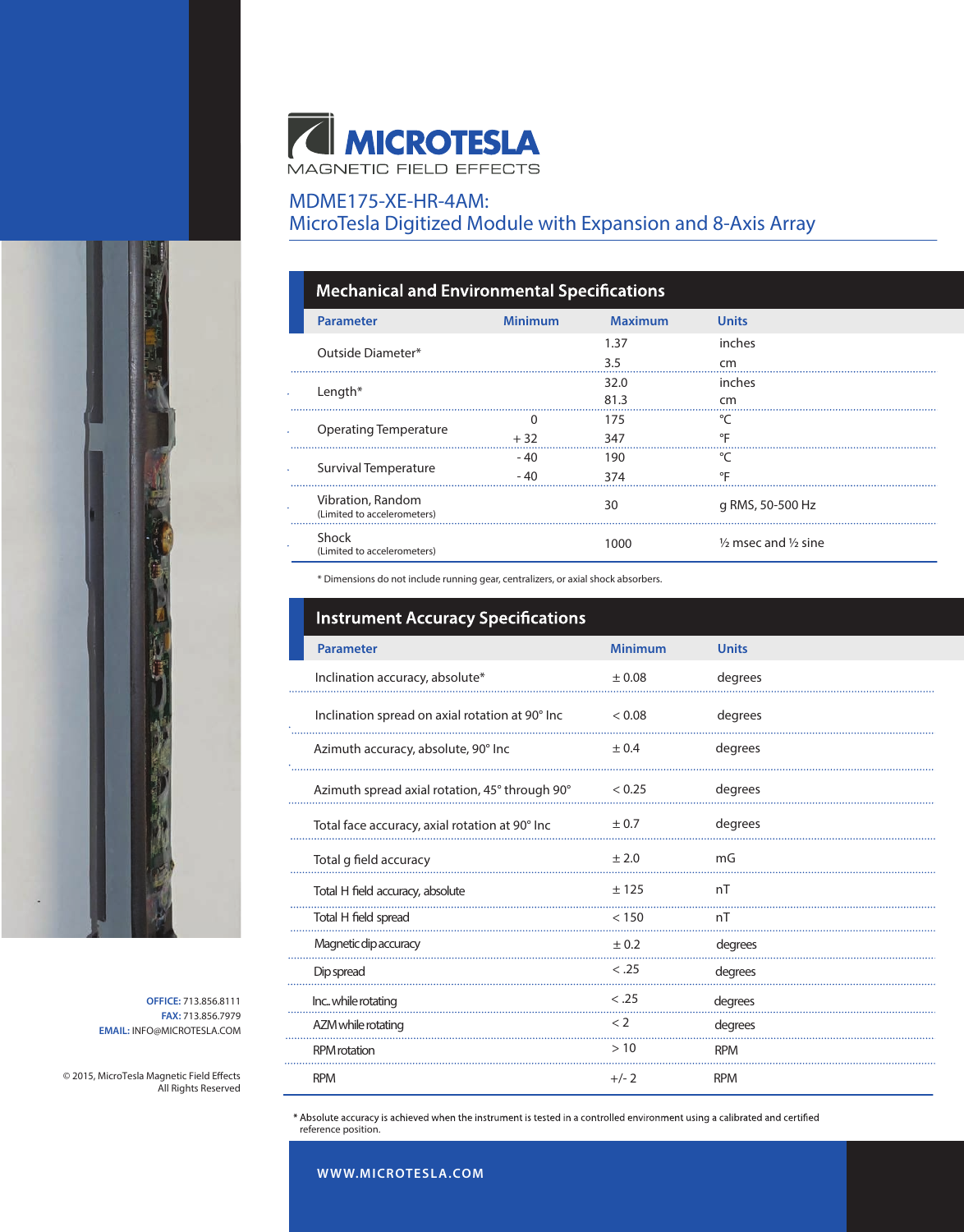# MICROTESLA

MAGNETIC FIELD EFFECTS

## MDME175-XE-HR-4AM: MicroTesla Digitized Module with Expansion and 8-Axis Array

### Mechanical and Environmental Specifications

| Parameter | Minimum | Maximum | Units |
|---|---|---|---|
| Outside Diameter* | | 1.37 | inches |
| | | 3.5 | cm |
| Length* | | 32.0 | inches |
| | | 81.3 | cm |
| Operating Temperature | 0 | 175 | °C |
| | + 32 | 347 | °F |
| Survival Temperature | - 40 | 190 | °C |
| | - 40 | 374 | °F |
| Vibration, Random (Limited to accelerometers) | | 30 | g RMS, 50-500 Hz |
| Shock (Limited to accelerometers) | | 1000 | ½ msec and ½ sine |

* Dimensions do not include running gear, centralizers, or axial shock absorbers.

### Instrument Accuracy Specifications

| Parameter | Minimum | Units |
|---|---|---|
| Inclination accuracy, absolute* | ± 0.08 | degrees |
| Inclination spread on axial rotation at 90° Inc | < 0.08 | degrees |
| Azimuth accuracy, absolute, 90° Inc | ± 0.4 | degrees |
| Azimuth spread axial rotation, 45° through 90° | < 0.25 | degrees |
| Total face accuracy, axial rotation at 90° Inc | ± 0.7 | degrees |
| Total g field accuracy | ± 2.0 | mG |
| Total H field accuracy, absolute | ± 125 | nT |
| Total H field spread | < 150 | nT |
| Magnetic dip accuracy | ± 0.2 | degrees |
| Dip spread | < .25 | degrees |
| Inc. while rotating | < .25 | degrees |
| AZM while rotating | < 2 | degrees |
| RPM rotation | > 10 | RPM |
| RPM | +/- 2 | RPM |

* Absolute accuracy is achieved when the instrument is tested in a controlled environment using a calibrated and certified reference position.

**OFFICE:** 713.856.8111
**FAX:** 713.856.7979
**EMAIL:** INFO@MICROTESLA.COM

© 2015, MicroTesla Magnetic Field Effects
All Rights Reserved

WWW.MICROTESLA.COM